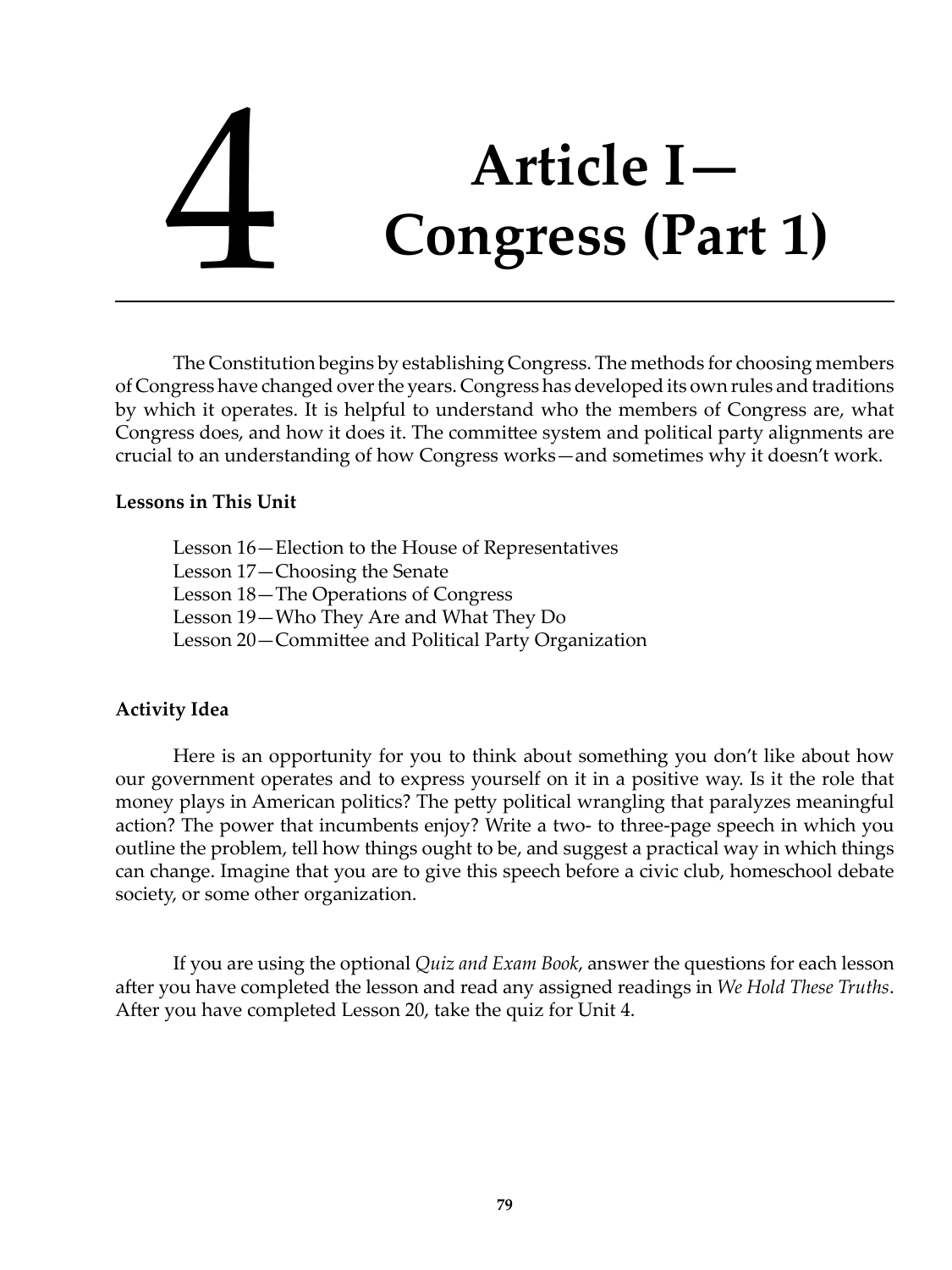# 4 Article I—Congress (Part 1)

The Constitution begins by establishing Congress. The methods for choosing members of Congress have changed over the years. Congress has developed its own rules and traditions by which it operates. It is helpful to understand who the members of Congress are, what Congress does, and how it does it. The committee system and political party alignments are crucial to an understanding of how Congress works—and sometimes why it doesn't work.

**Lessons in This Unit**

Lesson 16—Election to the House of Representatives
Lesson 17—Choosing the Senate
Lesson 18—The Operations of Congress
Lesson 19—Who They Are and What They Do
Lesson 20—Committee and Political Party Organization

**Activity Idea**

Here is an opportunity for you to think about something you don't like about how our government operates and to express yourself on it in a positive way. Is it the role that money plays in American politics? The petty political wrangling that paralyzes meaningful action? The power that incumbents enjoy? Write a two- to three-page speech in which you outline the problem, tell how things ought to be, and suggest a practical way in which things can change. Imagine that you are to give this speech before a civic club, homeschool debate society, or some other organization.

If you are using the optional *Quiz and Exam Book*, answer the questions for each lesson after you have completed the lesson and read any assigned readings in *We Hold These Truths*. After you have completed Lesson 20, take the quiz for Unit 4.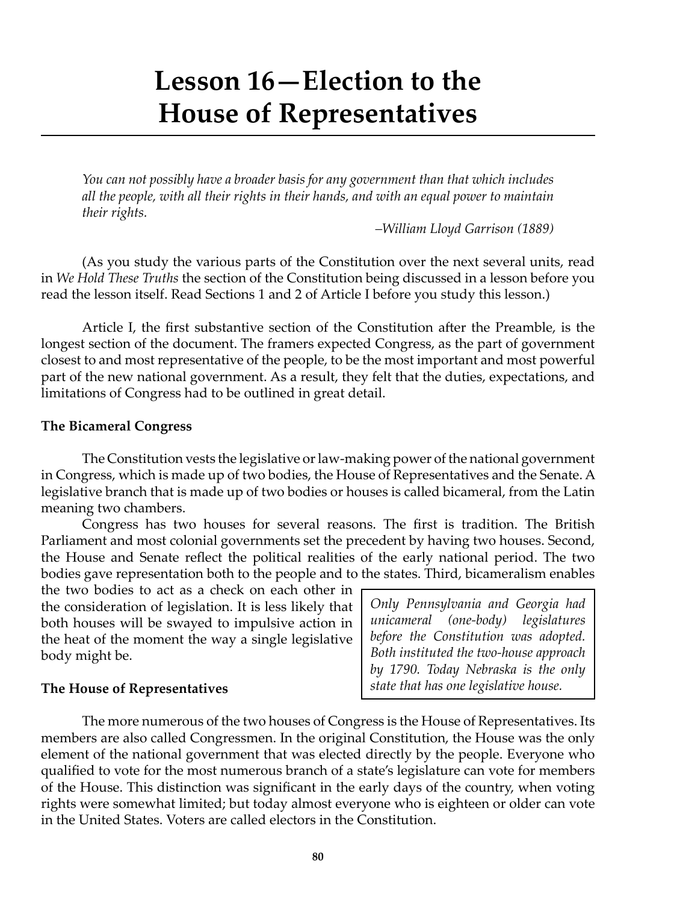# Lesson 16—Election to the House of Representatives

*You can not possibly have a broader basis for any government than that which includes all the people, with all their rights in their hands, and with an equal power to maintain their rights.*

*–William Lloyd Garrison (1889)*

(As you study the various parts of the Constitution over the next several units, read in *We Hold These Truths* the section of the Constitution being discussed in a lesson before you read the lesson itself. Read Sections 1 and 2 of Article I before you study this lesson.)

Article I, the first substantive section of the Constitution after the Preamble, is the longest section of the document. The framers expected Congress, as the part of government closest to and most representative of the people, to be the most important and most powerful part of the new national government. As a result, they felt that the duties, expectations, and limitations of Congress had to be outlined in great detail.

**The Bicameral Congress**

The Constitution vests the legislative or law-making power of the national government in Congress, which is made up of two bodies, the House of Representatives and the Senate. A legislative branch that is made up of two bodies or houses is called bicameral, from the Latin meaning two chambers.

Congress has two houses for several reasons. The first is tradition. The British Parliament and most colonial governments set the precedent by having two houses. Second, the House and Senate reflect the political realities of the early national period. The two bodies gave representation both to the people and to the states. Third, bicameralism enables the two bodies to act as a check on each other in the consideration of legislation. It is less likely that both houses will be swayed to impulsive action in the heat of the moment the way a single legislative body might be.

*Only Pennsylvania and Georgia had unicameral (one-body) legislatures before the Constitution was adopted. Both instituted the two-house approach by 1790. Today Nebraska is the only state that has one legislative house.*

**The House of Representatives**

The more numerous of the two houses of Congress is the House of Representatives. Its members are also called Congressmen. In the original Constitution, the House was the only element of the national government that was elected directly by the people. Everyone who qualified to vote for the most numerous branch of a state's legislature can vote for members of the House. This distinction was significant in the early days of the country, when voting rights were somewhat limited; but today almost everyone who is eighteen or older can vote in the United States. Voters are called electors in the Constitution.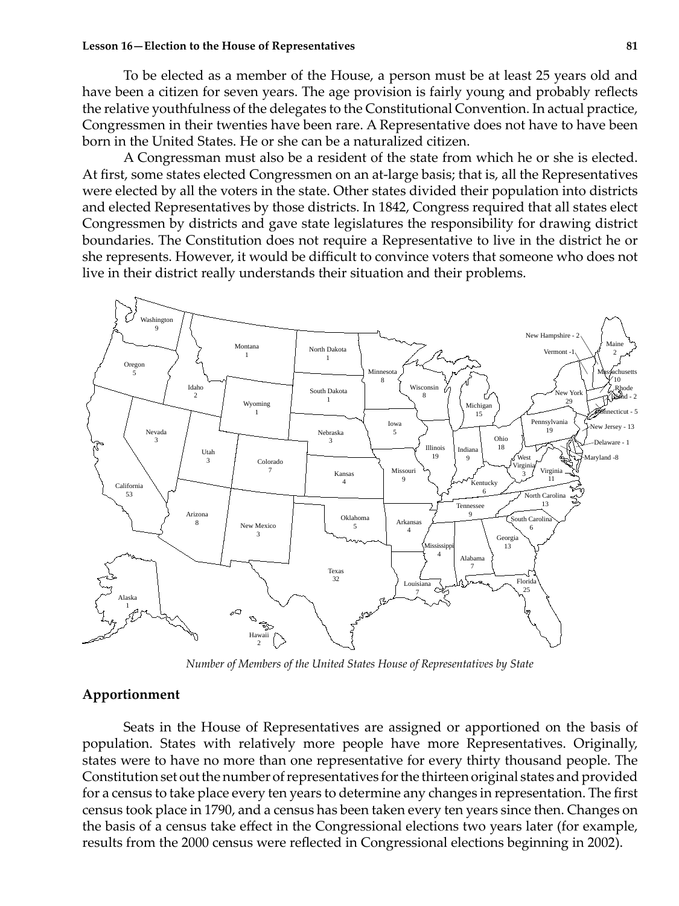To be elected as a member of the House, a person must be at least 25 years old and have been a citizen for seven years. The age provision is fairly young and probably reflects the relative youthfulness of the delegates to the Constitutional Convention. In actual practice, Congressmen in their twenties have been rare. A Representative does not have to have been born in the United States. He or she can be a naturalized citizen.

A Congressman must also be a resident of the state from which he or she is elected. At first, some states elected Congressmen on an at-large basis; that is, all the Representatives were elected by all the voters in the state. Other states divided their population into districts and elected Representatives by those districts. In 1842, Congress required that all states elect Congressmen by districts and gave state legislatures the responsibility for drawing district boundaries. The Constitution does not require a Representative to live in the district he or she represents. However, it would be difficult to convince voters that someone who does not live in their district really understands their situation and their problems.

*Number of Members of the United States House of Representatives by State*

## Apportionment

Seats in the House of Representatives are assigned or apportioned on the basis of population. States with relatively more people have more Representatives. Originally, states were to have no more than one representative for every thirty thousand people. The Constitution set out the number of representatives for the thirteen original states and provided for a census to take place every ten years to determine any changes in representation. The first census took place in 1790, and a census has been taken every ten years since then. Changes on the basis of a census take effect in the Congressional elections two years later (for example, results from the 2000 census were reflected in Congressional elections beginning in 2002).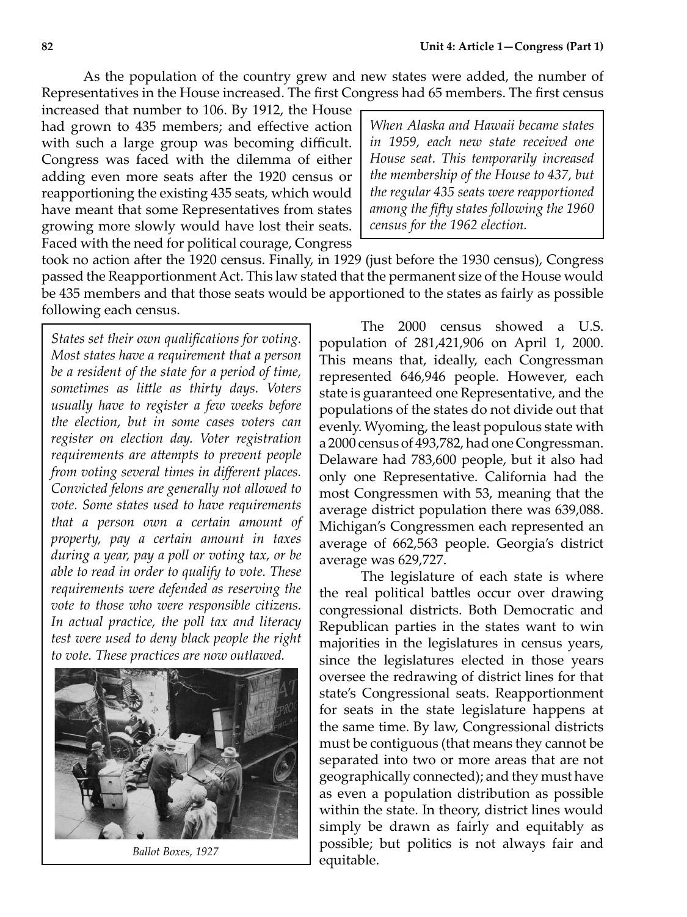As the population of the country grew and new states were added, the number of Representatives in the House increased. The first Congress had 65 members. The first census increased that number to 106. By 1912, the House had grown to 435 members; and effective action with such a large group was becoming difficult. Congress was faced with the dilemma of either adding even more seats after the 1920 census or reapportioning the existing 435 seats, which would have meant that some Representatives from states growing more slowly would have lost their seats. Faced with the need for political courage, Congress took no action after the 1920 census. Finally, in 1929 (just before the 1930 census), Congress passed the Reapportionment Act. This law stated that the permanent size of the House would be 435 members and that those seats would be apportioned to the states as fairly as possible following each census.

*When Alaska and Hawaii became states in 1959, each new state received one House seat. This temporarily increased the membership of the House to 437, but the regular 435 seats were reapportioned among the fifty states following the 1960 census for the 1962 election.*

*States set their own qualifications for voting. Most states have a requirement that a person be a resident of the state for a period of time, sometimes as little as thirty days. Voters usually have to register a few weeks before the election, but in some cases voters can register on election day. Voter registration requirements are attempts to prevent people from voting several times in different places. Convicted felons are generally not allowed to vote. Some states used to have requirements that a person own a certain amount of property, pay a certain amount in taxes during a year, pay a poll or voting tax, or be able to read in order to qualify to vote. These requirements were defended as reserving the vote to those who were responsible citizens. In actual practice, the poll tax and literacy test were used to deny black people the right to vote. These practices are now outlawed.*

*Ballot Boxes, 1927*

The 2000 census showed a U.S. population of 281,421,906 on April 1, 2000. This means that, ideally, each Congressman represented 646,946 people. However, each state is guaranteed one Representative, and the populations of the states do not divide out that evenly. Wyoming, the least populous state with a 2000 census of 493,782, had one Congressman. Delaware had 783,600 people, but it also had only one Representative. California had the most Congressmen with 53, meaning that the average district population there was 639,088. Michigan's Congressmen each represented an average of 662,563 people. Georgia's district average was 629,727.

The legislature of each state is where the real political battles occur over drawing congressional districts. Both Democratic and Republican parties in the states want to win majorities in the legislatures in census years, since the legislatures elected in those years oversee the redrawing of district lines for that state's Congressional seats. Reapportionment for seats in the state legislature happens at the same time. By law, Congressional districts must be contiguous (that means they cannot be separated into two or more areas that are not geographically connected); and they must have as even a population distribution as possible within the state. In theory, district lines would simply be drawn as fairly and equitably as possible; but politics is not always fair and equitable.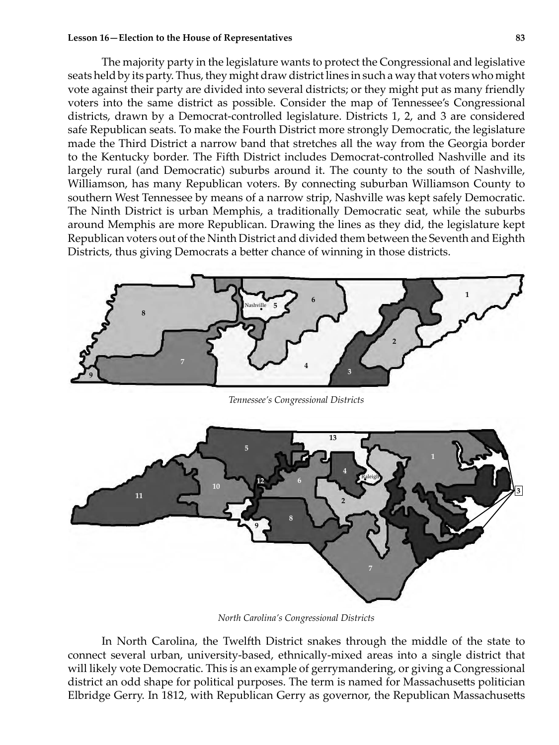The majority party in the legislature wants to protect the Congressional and legislative seats held by its party. Thus, they might draw district lines in such a way that voters who might vote against their party are divided into several districts; or they might put as many friendly voters into the same district as possible. Consider the map of Tennessee's Congressional districts, drawn by a Democrat-controlled legislature. Districts 1, 2, and 3 are considered safe Republican seats. To make the Fourth District more strongly Democratic, the legislature made the Third District a narrow band that stretches all the way from the Georgia border to the Kentucky border. The Fifth District includes Democrat-controlled Nashville and its largely rural (and Democratic) suburbs around it. The county to the south of Nashville, Williamson, has many Republican voters. By connecting suburban Williamson County to southern West Tennessee by means of a narrow strip, Nashville was kept safely Democratic. The Ninth District is urban Memphis, a traditionally Democratic seat, while the suburbs around Memphis are more Republican. Drawing the lines as they did, the legislature kept Republican voters out of the Ninth District and divided them between the Seventh and Eighth Districts, thus giving Democrats a better chance of winning in those districts.

*Tennessee's Congressional Districts*

*North Carolina's Congressional Districts*

In North Carolina, the Twelfth District snakes through the middle of the state to connect several urban, university-based, ethnically-mixed areas into a single district that will likely vote Democratic. This is an example of gerrymandering, or giving a Congressional district an odd shape for political purposes. The term is named for Massachusetts politician Elbridge Gerry. In 1812, with Republican Gerry as governor, the Republican Massachusetts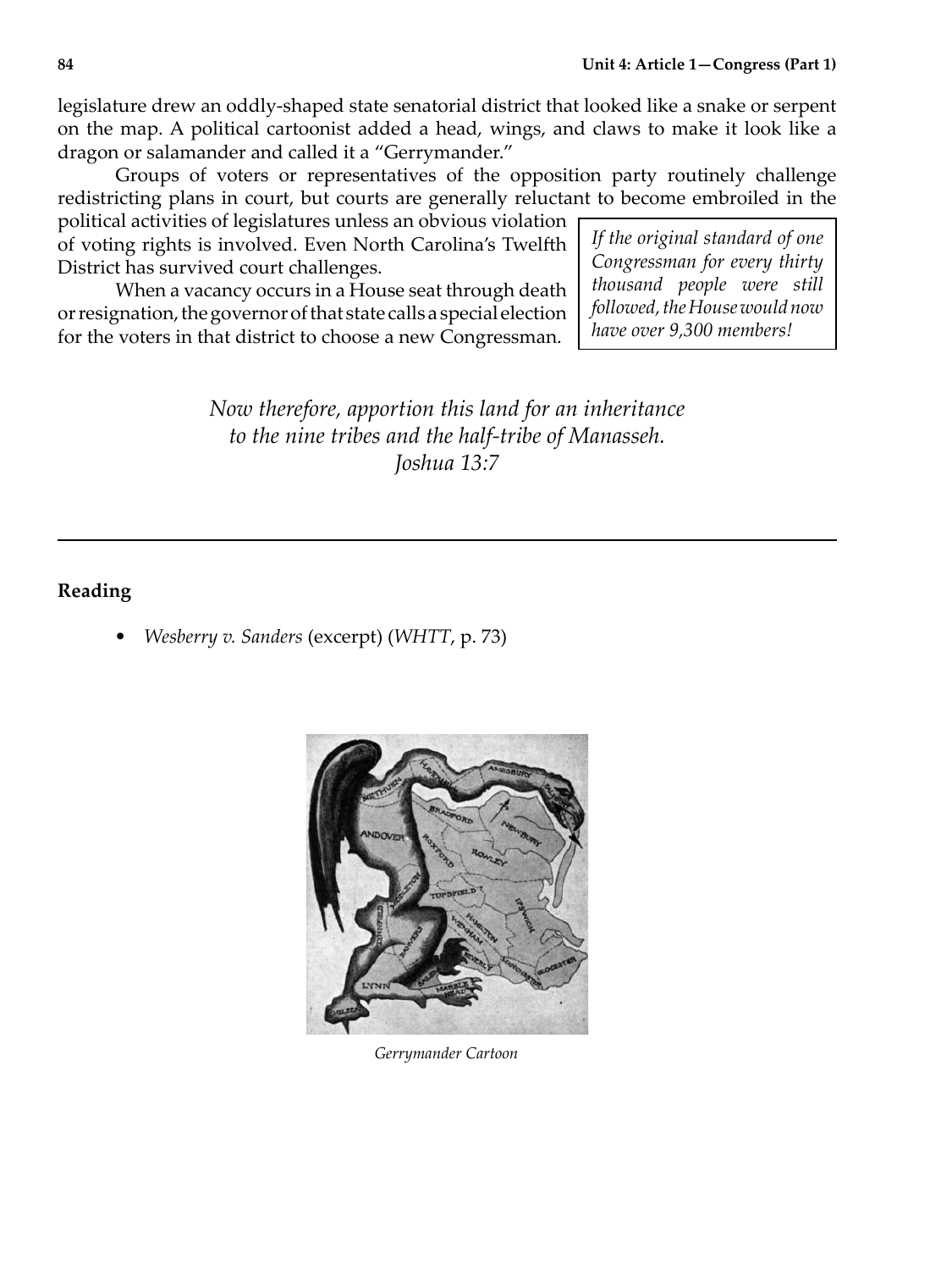legislature drew an oddly-shaped state senatorial district that looked like a snake or serpent on the map. A political cartoonist added a head, wings, and claws to make it look like a dragon or salamander and called it a "Gerrymander."

Groups of voters or representatives of the opposition party routinely challenge redistricting plans in court, but courts are generally reluctant to become embroiled in the political activities of legislatures unless an obvious violation of voting rights is involved. Even North Carolina's Twelfth District has survived court challenges.

When a vacancy occurs in a House seat through death or resignation, the governor of that state calls a special election for the voters in that district to choose a new Congressman.

> *If the original standard of one Congressman for every thirty thousand people were still followed, the House would now have over 9,300 members!*

*Now therefore, apportion this land for an inheritance*
*to the nine tribes and the half-tribe of Manasseh.*
*Joshua 13:7*

---

**Reading**

- *Wesberry v. Sanders* (excerpt) (*WHTT*, p. 73)

*Gerrymander Cartoon*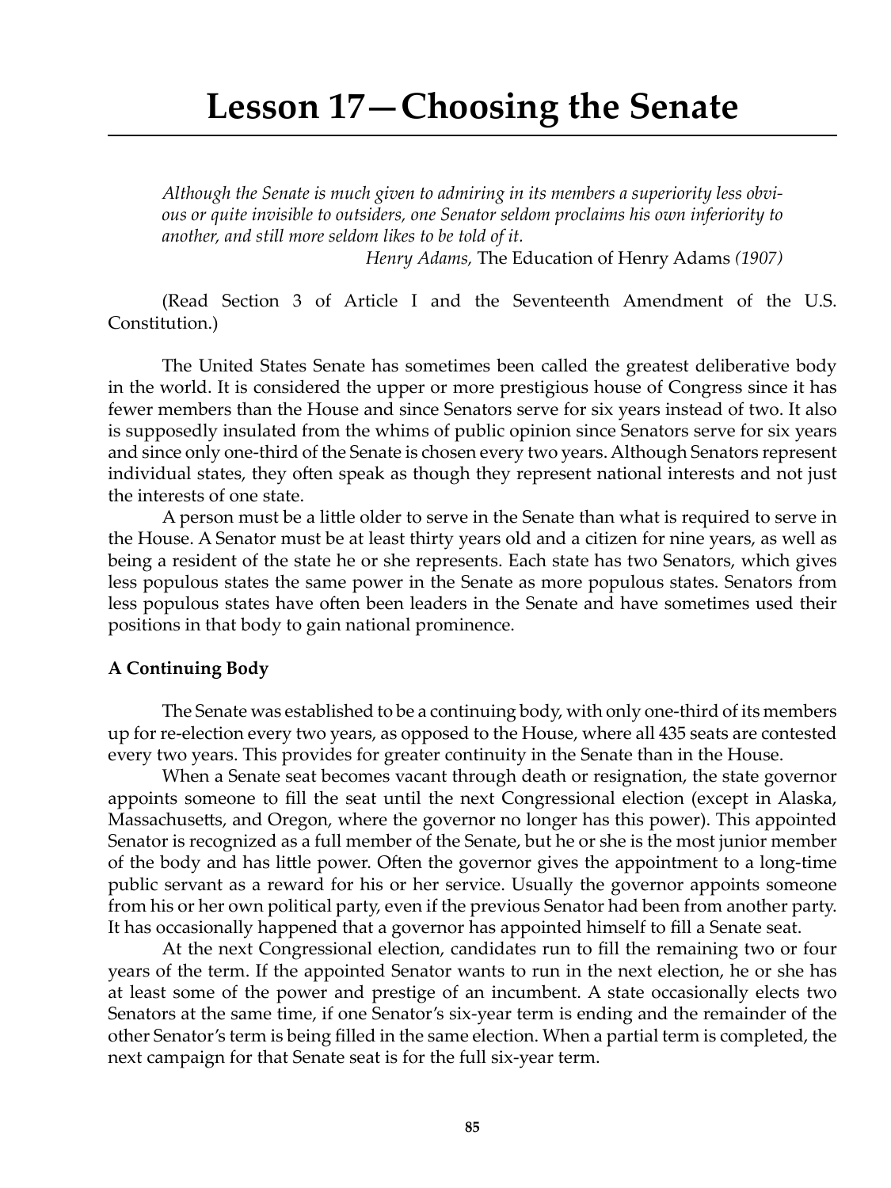# Lesson 17—Choosing the Senate

*Although the Senate is much given to admiring in its members a superiority less obvious or quite invisible to outsiders, one Senator seldom proclaims his own inferiority to another, and still more seldom likes to be told of it.*

*Henry Adams,* The Education of Henry Adams *(1907)*

(Read Section 3 of Article I and the Seventeenth Amendment of the U.S. Constitution.)

The United States Senate has sometimes been called the greatest deliberative body in the world. It is considered the upper or more prestigious house of Congress since it has fewer members than the House and since Senators serve for six years instead of two. It also is supposedly insulated from the whims of public opinion since Senators serve for six years and since only one-third of the Senate is chosen every two years. Although Senators represent individual states, they often speak as though they represent national interests and not just the interests of one state.

A person must be a little older to serve in the Senate than what is required to serve in the House. A Senator must be at least thirty years old and a citizen for nine years, as well as being a resident of the state he or she represents. Each state has two Senators, which gives less populous states the same power in the Senate as more populous states. Senators from less populous states have often been leaders in the Senate and have sometimes used their positions in that body to gain national prominence.

**A Continuing Body**

The Senate was established to be a continuing body, with only one-third of its members up for re-election every two years, as opposed to the House, where all 435 seats are contested every two years. This provides for greater continuity in the Senate than in the House.

When a Senate seat becomes vacant through death or resignation, the state governor appoints someone to fill the seat until the next Congressional election (except in Alaska, Massachusetts, and Oregon, where the governor no longer has this power). This appointed Senator is recognized as a full member of the Senate, but he or she is the most junior member of the body and has little power. Often the governor gives the appointment to a long-time public servant as a reward for his or her service. Usually the governor appoints someone from his or her own political party, even if the previous Senator had been from another party. It has occasionally happened that a governor has appointed himself to fill a Senate seat.

At the next Congressional election, candidates run to fill the remaining two or four years of the term. If the appointed Senator wants to run in the next election, he or she has at least some of the power and prestige of an incumbent. A state occasionally elects two Senators at the same time, if one Senator's six-year term is ending and the remainder of the other Senator's term is being filled in the same election. When a partial term is completed, the next campaign for that Senate seat is for the full six-year term.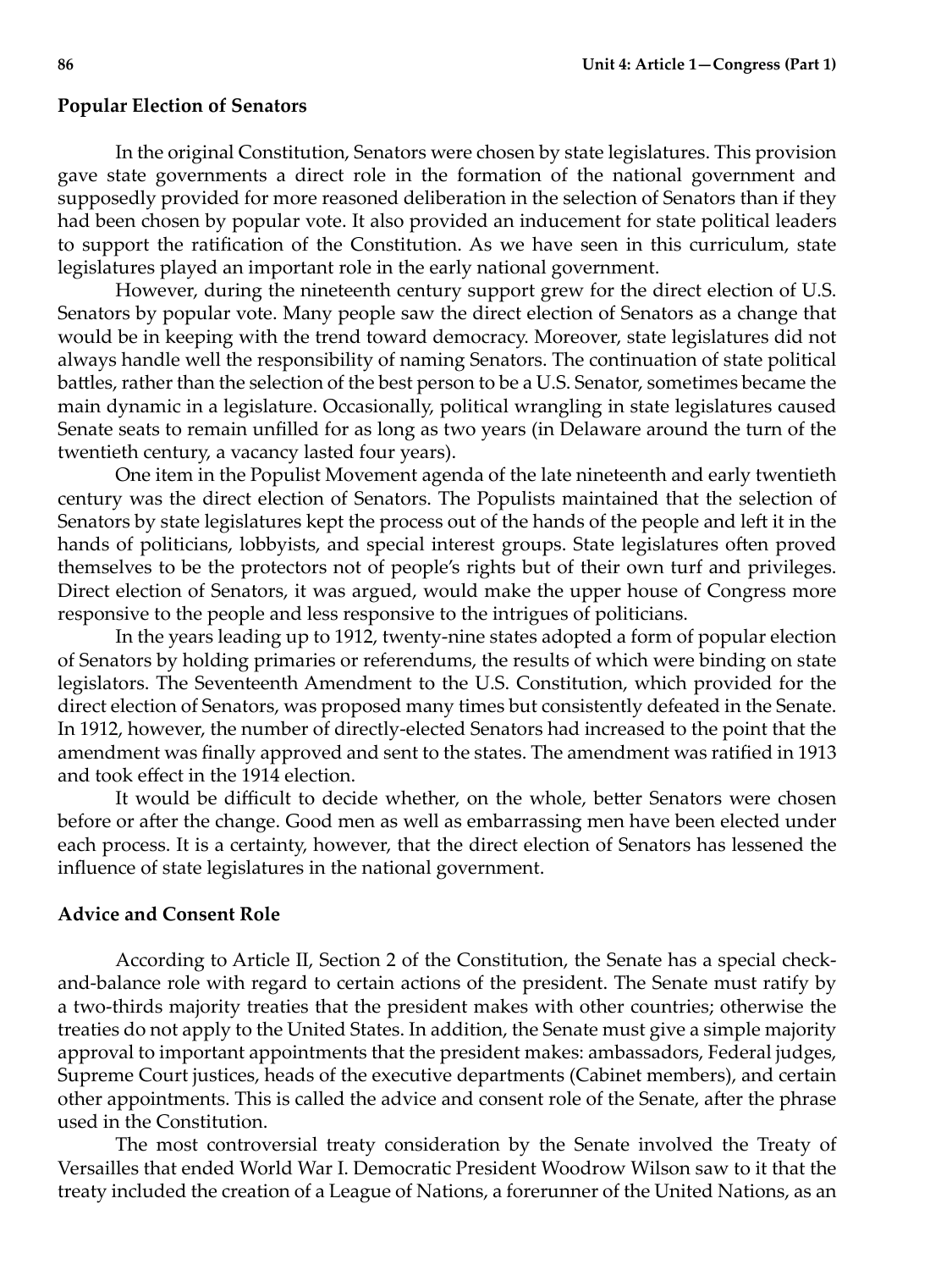## Popular Election of Senators

In the original Constitution, Senators were chosen by state legislatures. This provision gave state governments a direct role in the formation of the national government and supposedly provided for more reasoned deliberation in the selection of Senators than if they had been chosen by popular vote. It also provided an inducement for state political leaders to support the ratification of the Constitution. As we have seen in this curriculum, state legislatures played an important role in the early national government.

However, during the nineteenth century support grew for the direct election of U.S. Senators by popular vote. Many people saw the direct election of Senators as a change that would be in keeping with the trend toward democracy. Moreover, state legislatures did not always handle well the responsibility of naming Senators. The continuation of state political battles, rather than the selection of the best person to be a U.S. Senator, sometimes became the main dynamic in a legislature. Occasionally, political wrangling in state legislatures caused Senate seats to remain unfilled for as long as two years (in Delaware around the turn of the twentieth century, a vacancy lasted four years).

One item in the Populist Movement agenda of the late nineteenth and early twentieth century was the direct election of Senators. The Populists maintained that the selection of Senators by state legislatures kept the process out of the hands of the people and left it in the hands of politicians, lobbyists, and special interest groups. State legislatures often proved themselves to be the protectors not of people's rights but of their own turf and privileges. Direct election of Senators, it was argued, would make the upper house of Congress more responsive to the people and less responsive to the intrigues of politicians.

In the years leading up to 1912, twenty-nine states adopted a form of popular election of Senators by holding primaries or referendums, the results of which were binding on state legislators. The Seventeenth Amendment to the U.S. Constitution, which provided for the direct election of Senators, was proposed many times but consistently defeated in the Senate. In 1912, however, the number of directly-elected Senators had increased to the point that the amendment was finally approved and sent to the states. The amendment was ratified in 1913 and took effect in the 1914 election.

It would be difficult to decide whether, on the whole, better Senators were chosen before or after the change. Good men as well as embarrassing men have been elected under each process. It is a certainty, however, that the direct election of Senators has lessened the influence of state legislatures in the national government.

## Advice and Consent Role

According to Article II, Section 2 of the Constitution, the Senate has a special check-and-balance role with regard to certain actions of the president. The Senate must ratify by a two-thirds majority treaties that the president makes with other countries; otherwise the treaties do not apply to the United States. In addition, the Senate must give a simple majority approval to important appointments that the president makes: ambassadors, Federal judges, Supreme Court justices, heads of the executive departments (Cabinet members), and certain other appointments. This is called the advice and consent role of the Senate, after the phrase used in the Constitution.

The most controversial treaty consideration by the Senate involved the Treaty of Versailles that ended World War I. Democratic President Woodrow Wilson saw to it that the treaty included the creation of a League of Nations, a forerunner of the United Nations, as an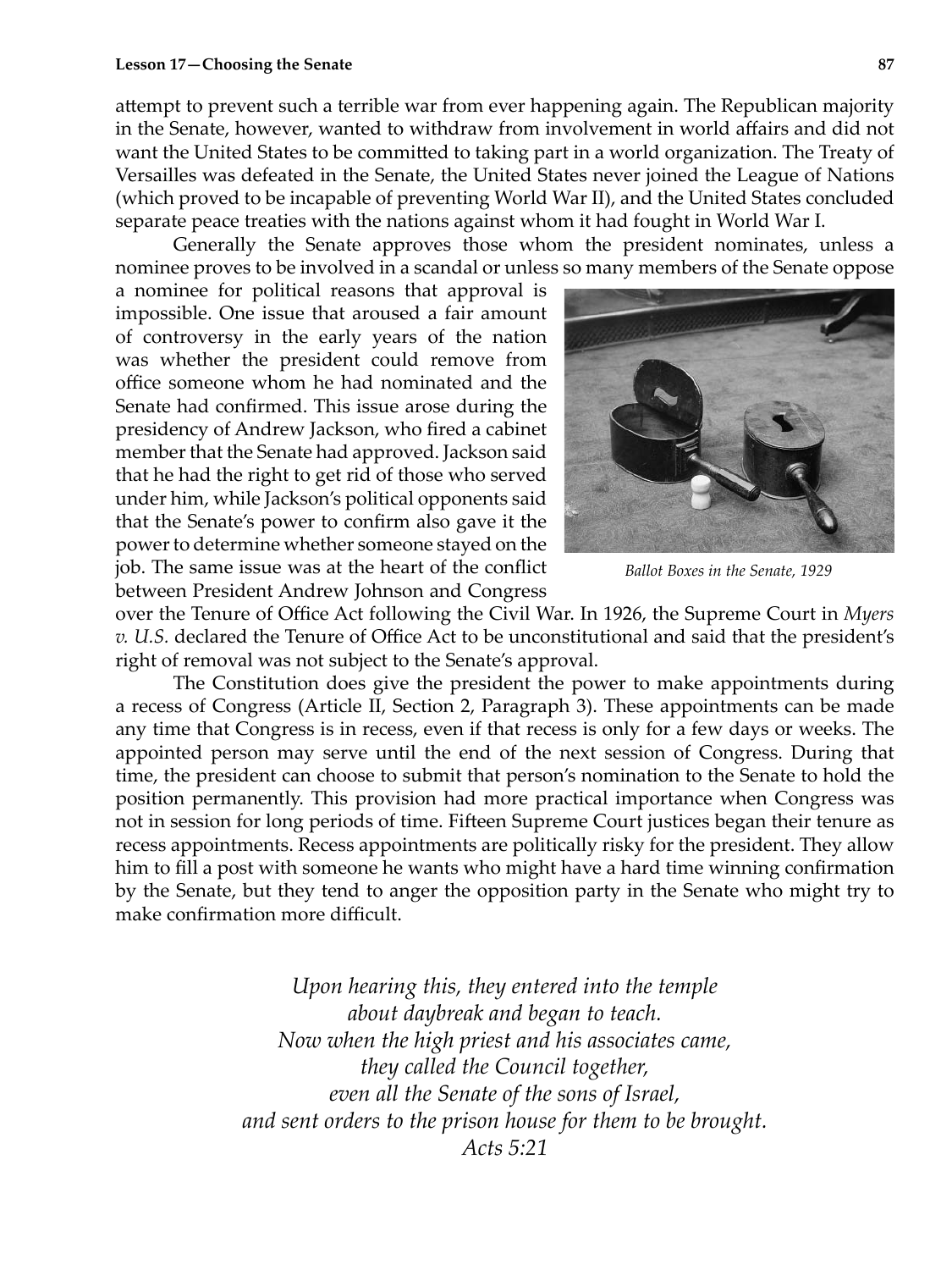attempt to prevent such a terrible war from ever happening again. The Republican majority in the Senate, however, wanted to withdraw from involvement in world affairs and did not want the United States to be committed to taking part in a world organization. The Treaty of Versailles was defeated in the Senate, the United States never joined the League of Nations (which proved to be incapable of preventing World War II), and the United States concluded separate peace treaties with the nations against whom it had fought in World War I.

Generally the Senate approves those whom the president nominates, unless a nominee proves to be involved in a scandal or unless so many members of the Senate oppose a nominee for political reasons that approval is impossible. One issue that aroused a fair amount of controversy in the early years of the nation was whether the president could remove from office someone whom he had nominated and the Senate had confirmed. This issue arose during the presidency of Andrew Jackson, who fired a cabinet member that the Senate had approved. Jackson said that he had the right to get rid of those who served under him, while Jackson's political opponents said that the Senate's power to confirm also gave it the power to determine whether someone stayed on the job. The same issue was at the heart of the conflict between President Andrew Johnson and Congress over the Tenure of Office Act following the Civil War. In 1926, the Supreme Court in *Myers v. U.S.* declared the Tenure of Office Act to be unconstitutional and said that the president's right of removal was not subject to the Senate's approval.

*Ballot Boxes in the Senate, 1929*

The Constitution does give the president the power to make appointments during a recess of Congress (Article II, Section 2, Paragraph 3). These appointments can be made any time that Congress is in recess, even if that recess is only for a few days or weeks. The appointed person may serve until the end of the next session of Congress. During that time, the president can choose to submit that person's nomination to the Senate to hold the position permanently. This provision had more practical importance when Congress was not in session for long periods of time. Fifteen Supreme Court justices began their tenure as recess appointments. Recess appointments are politically risky for the president. They allow him to fill a post with someone he wants who might have a hard time winning confirmation by the Senate, but they tend to anger the opposition party in the Senate who might try to make confirmation more difficult.

*Upon hearing this, they entered into the temple*
*about daybreak and began to teach.*
*Now when the high priest and his associates came,*
*they called the Council together,*
*even all the Senate of the sons of Israel,*
*and sent orders to the prison house for them to be brought.*
*Acts 5:21*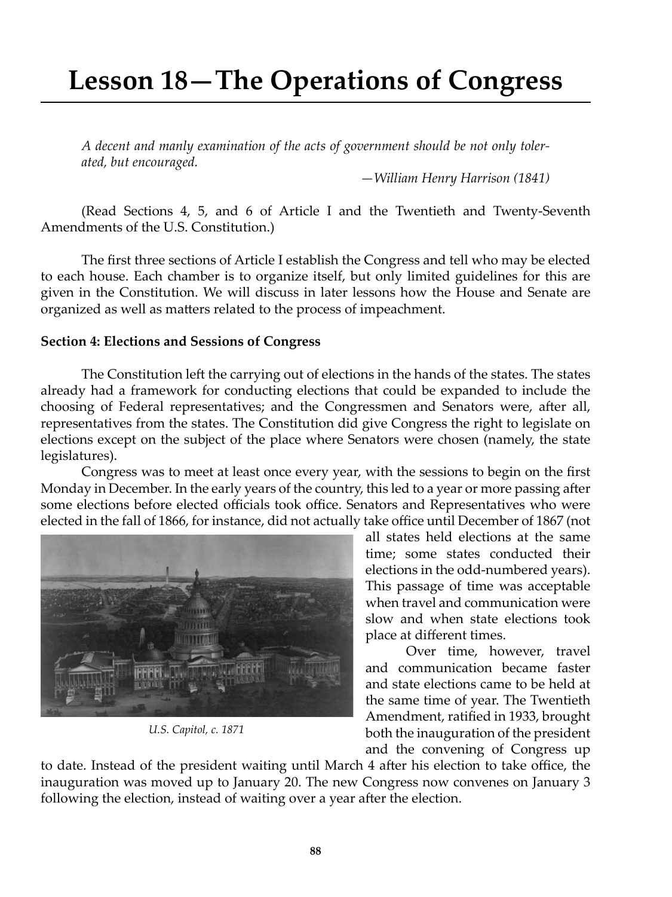# Lesson 18—The Operations of Congress

*A decent and manly examination of the acts of government should be not only tolerated, but encouraged.*

*—William Henry Harrison (1841)*

(Read Sections 4, 5, and 6 of Article I and the Twentieth and Twenty-Seventh Amendments of the U.S. Constitution.)

The first three sections of Article I establish the Congress and tell who may be elected to each house. Each chamber is to organize itself, but only limited guidelines for this are given in the Constitution. We will discuss in later lessons how the House and Senate are organized as well as matters related to the process of impeachment.

**Section 4: Elections and Sessions of Congress**

The Constitution left the carrying out of elections in the hands of the states. The states already had a framework for conducting elections that could be expanded to include the choosing of Federal representatives; and the Congressmen and Senators were, after all, representatives from the states. The Constitution did give Congress the right to legislate on elections except on the subject of the place where Senators were chosen (namely, the state legislatures).

Congress was to meet at least once every year, with the sessions to begin on the first Monday in December. In the early years of the country, this led to a year or more passing after some elections before elected officials took office. Senators and Representatives who were elected in the fall of 1866, for instance, did not actually take office until December of 1867 (not all states held elections at the same time; some states conducted their elections in the odd-numbered years). This passage of time was acceptable when travel and communication were slow and when state elections took place at different times.

*U.S. Capitol, c. 1871*

Over time, however, travel and communication became faster and state elections came to be held at the same time of year. The Twentieth Amendment, ratified in 1933, brought both the inauguration of the president and the convening of Congress up to date. Instead of the president waiting until March 4 after his election to take office, the inauguration was moved up to January 20. The new Congress now convenes on January 3 following the election, instead of waiting over a year after the election.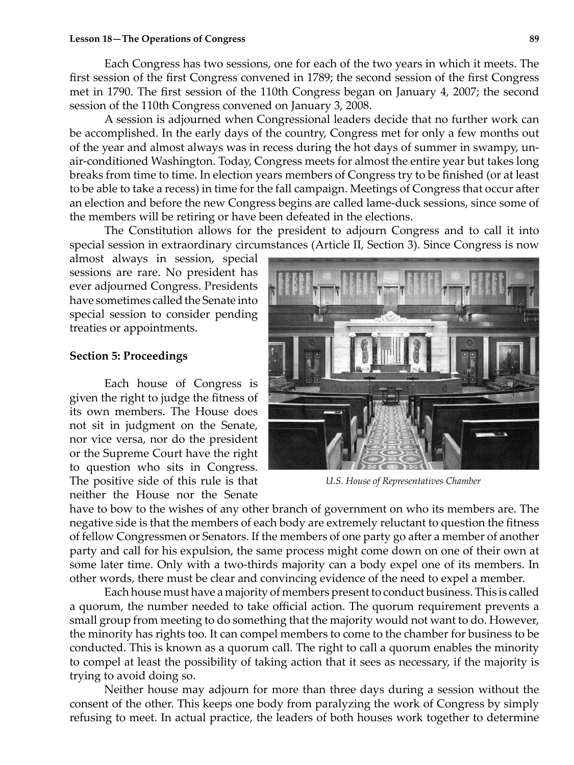Each Congress has two sessions, one for each of the two years in which it meets. The first session of the first Congress convened in 1789; the second session of the first Congress met in 1790. The first session of the 110th Congress began on January 4, 2007; the second session of the 110th Congress convened on January 3, 2008.

A session is adjourned when Congressional leaders decide that no further work can be accomplished. In the early days of the country, Congress met for only a few months out of the year and almost always was in recess during the hot days of summer in swampy, un-air-conditioned Washington. Today, Congress meets for almost the entire year but takes long breaks from time to time. In election years members of Congress try to be finished (or at least to be able to take a recess) in time for the fall campaign. Meetings of Congress that occur after an election and before the new Congress begins are called lame-duck sessions, since some of the members will be retiring or have been defeated in the elections.

The Constitution allows for the president to adjourn Congress and to call it into special session in extraordinary circumstances (Article II, Section 3). Since Congress is now almost always in session, special sessions are rare. No president has ever adjourned Congress. Presidents have sometimes called the Senate into special session to consider pending treaties or appointments.

*U.S. House of Representatives Chamber*

### Section 5: Proceedings

Each house of Congress is given the right to judge the fitness of its own members. The House does not sit in judgment on the Senate, nor vice versa, nor do the president or the Supreme Court have the right to question who sits in Congress. The positive side of this rule is that neither the House nor the Senate have to bow to the wishes of any other branch of government on who its members are. The negative side is that the members of each body are extremely reluctant to question the fitness of fellow Congressmen or Senators. If the members of one party go after a member of another party and call for his expulsion, the same process might come down on one of their own at some later time. Only with a two-thirds majority can a body expel one of its members. In other words, there must be clear and convincing evidence of the need to expel a member.

Each house must have a majority of members present to conduct business. This is called a quorum, the number needed to take official action. The quorum requirement prevents a small group from meeting to do something that the majority would not want to do. However, the minority has rights too. It can compel members to come to the chamber for business to be conducted. This is known as a quorum call. The right to call a quorum enables the minority to compel at least the possibility of taking action that it sees as necessary, if the majority is trying to avoid doing so.

Neither house may adjourn for more than three days during a session without the consent of the other. This keeps one body from paralyzing the work of Congress by simply refusing to meet. In actual practice, the leaders of both houses work together to determine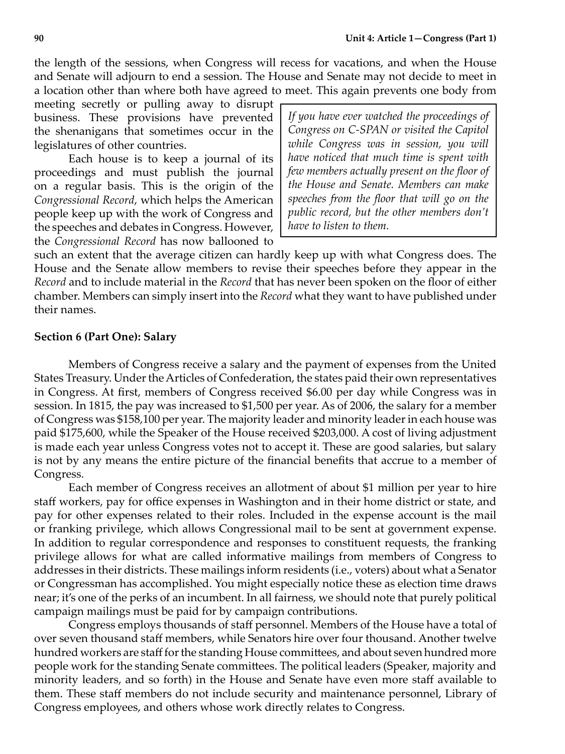the length of the sessions, when Congress will recess for vacations, and when the House and Senate will adjourn to end a session. The House and Senate may not decide to meet in a location other than where both have agreed to meet. This again prevents one body from meeting secretly or pulling away to disrupt business. These provisions have prevented the shenanigans that sometimes occur in the legislatures of other countries.

Each house is to keep a journal of its proceedings and must publish the journal on a regular basis. This is the origin of the *Congressional Record*, which helps the American people keep up with the work of Congress and the speeches and debates in Congress. However, the *Congressional Record* has now ballooned to such an extent that the average citizen can hardly keep up with what Congress does. The House and the Senate allow members to revise their speeches before they appear in the *Record* and to include material in the *Record* that has never been spoken on the floor of either chamber. Members can simply insert into the *Record* what they want to have published under their names.

> *If you have ever watched the proceedings of Congress on C-SPAN or visited the Capitol while Congress was in session, you will have noticed that much time is spent with few members actually present on the floor of the House and Senate. Members can make speeches from the floor that will go on the public record, but the other members don't have to listen to them.*

### Section 6 (Part One): Salary

Members of Congress receive a salary and the payment of expenses from the United States Treasury. Under the Articles of Confederation, the states paid their own representatives in Congress. At first, members of Congress received $6.00 per day while Congress was in session. In 1815, the pay was increased to $1,500 per year. As of 2006, the salary for a member of Congress was $158,100 per year. The majority leader and minority leader in each house was paid $175,600, while the Speaker of the House received $203,000. A cost of living adjustment is made each year unless Congress votes not to accept it. These are good salaries, but salary is not by any means the entire picture of the financial benefits that accrue to a member of Congress.

Each member of Congress receives an allotment of about $1 million per year to hire staff workers, pay for office expenses in Washington and in their home district or state, and pay for other expenses related to their roles. Included in the expense account is the mail or franking privilege, which allows Congressional mail to be sent at government expense. In addition to regular correspondence and responses to constituent requests, the franking privilege allows for what are called informative mailings from members of Congress to addresses in their districts. These mailings inform residents (i.e., voters) about what a Senator or Congressman has accomplished. You might especially notice these as election time draws near; it's one of the perks of an incumbent. In all fairness, we should note that purely political campaign mailings must be paid for by campaign contributions.

Congress employs thousands of staff personnel. Members of the House have a total of over seven thousand staff members, while Senators hire over four thousand. Another twelve hundred workers are staff for the standing House committees, and about seven hundred more people work for the standing Senate committees. The political leaders (Speaker, majority and minority leaders, and so forth) in the House and Senate have even more staff available to them. These staff members do not include security and maintenance personnel, Library of Congress employees, and others whose work directly relates to Congress.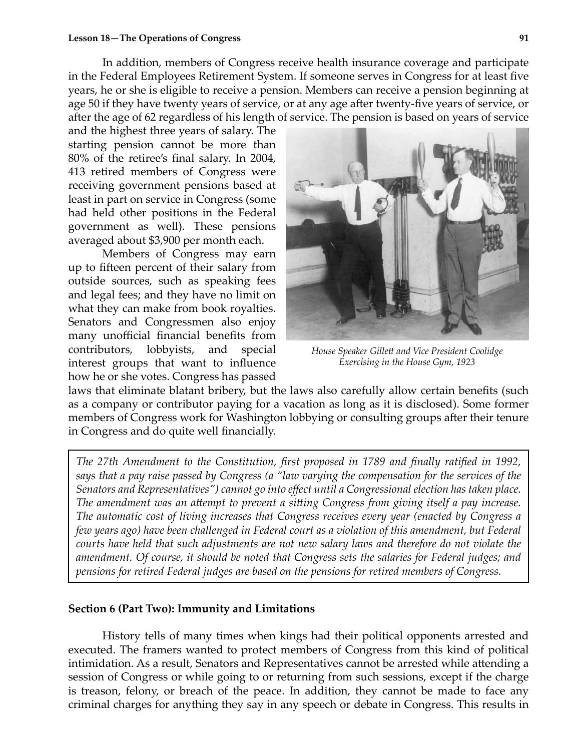In addition, members of Congress receive health insurance coverage and participate in the Federal Employees Retirement System. If someone serves in Congress for at least five years, he or she is eligible to receive a pension. Members can receive a pension beginning at age 50 if they have twenty years of service, or at any age after twenty-five years of service, or after the age of 62 regardless of his length of service. The pension is based on years of service and the highest three years of salary. The starting pension cannot be more than 80% of the retiree's final salary. In 2004, 413 retired members of Congress were receiving government pensions based at least in part on service in Congress (some had held other positions in the Federal government as well). These pensions averaged about $3,900 per month each.

Members of Congress may earn up to fifteen percent of their salary from outside sources, such as speaking fees and legal fees; and they have no limit on what they can make from book royalties. Senators and Congressmen also enjoy many unofficial financial benefits from contributors, lobbyists, and special interest groups that want to influence how he or she votes. Congress has passed laws that eliminate blatant bribery, but the laws also carefully allow certain benefits (such as a company or contributor paying for a vacation as long as it is disclosed). Some former members of Congress work for Washington lobbying or consulting groups after their tenure in Congress and do quite well financially.

*House Speaker Gillett and Vice President Coolidge Exercising in the House Gym, 1923*

*The 27th Amendment to the Constitution, first proposed in 1789 and finally ratified in 1992, says that a pay raise passed by Congress (a "law varying the compensation for the services of the Senators and Representatives") cannot go into effect until a Congressional election has taken place. The amendment was an attempt to prevent a sitting Congress from giving itself a pay increase. The automatic cost of living increases that Congress receives every year (enacted by Congress a few years ago) have been challenged in Federal court as a violation of this amendment, but Federal courts have held that such adjustments are not new salary laws and therefore do not violate the amendment. Of course, it should be noted that Congress sets the salaries for Federal judges; and pensions for retired Federal judges are based on the pensions for retired members of Congress.*

### Section 6 (Part Two): Immunity and Limitations

History tells of many times when kings had their political opponents arrested and executed. The framers wanted to protect members of Congress from this kind of political intimidation. As a result, Senators and Representatives cannot be arrested while attending a session of Congress or while going to or returning from such sessions, except if the charge is treason, felony, or breach of the peace. In addition, they cannot be made to face any criminal charges for anything they say in any speech or debate in Congress. This results in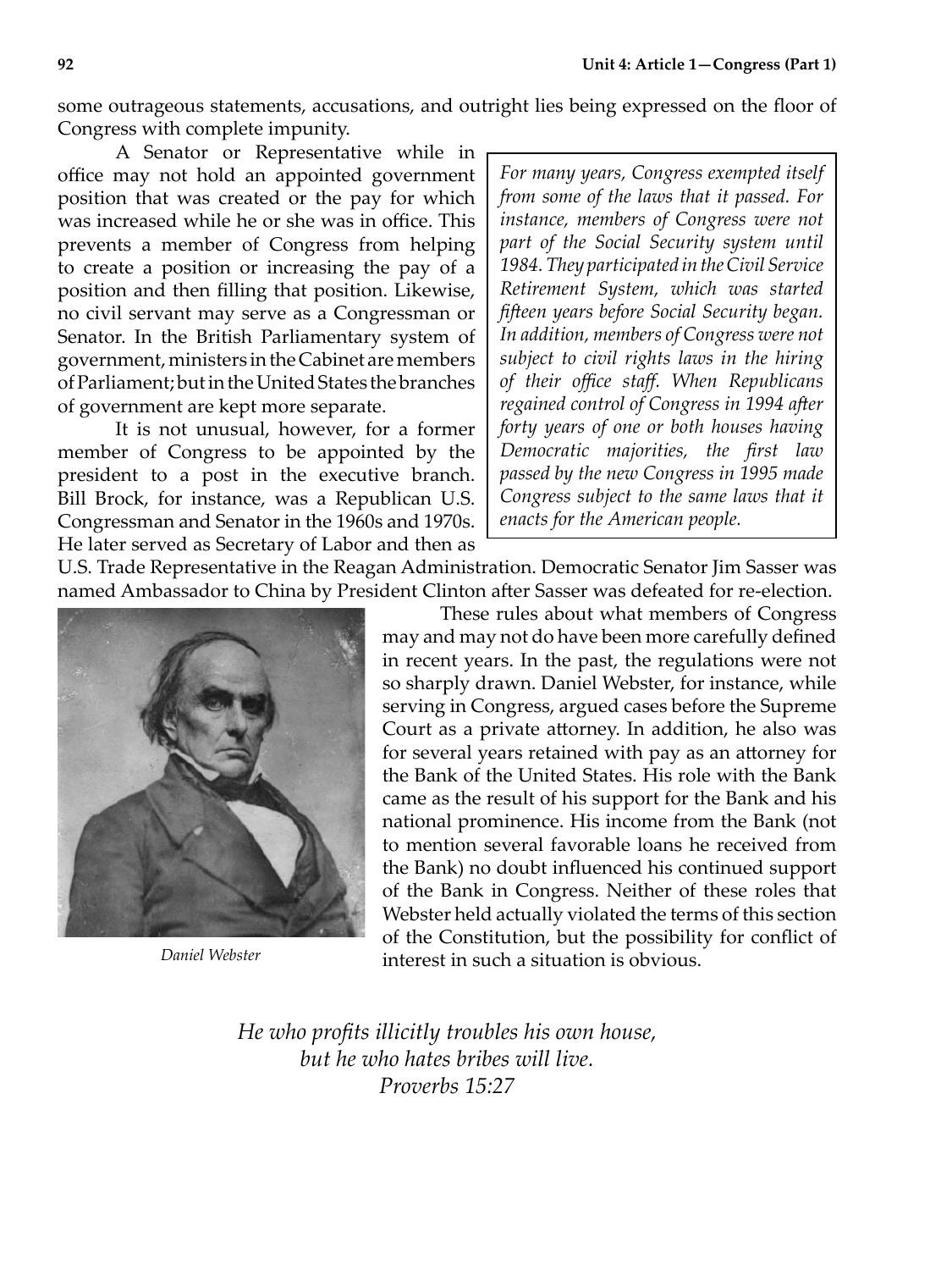some outrageous statements, accusations, and outright lies being expressed on the floor of Congress with complete impunity.

A Senator or Representative while in office may not hold an appointed government position that was created or the pay for which was increased while he or she was in office. This prevents a member of Congress from helping to create a position or increasing the pay of a position and then filling that position. Likewise, no civil servant may serve as a Congressman or Senator. In the British Parliamentary system of government, ministers in the Cabinet are members of Parliament; but in the United States the branches of government are kept more separate.

*For many years, Congress exempted itself from some of the laws that it passed. For instance, members of Congress were not part of the Social Security system until 1984. They participated in the Civil Service Retirement System, which was started fifteen years before Social Security began. In addition, members of Congress were not subject to civil rights laws in the hiring of their office staff. When Republicans regained control of Congress in 1994 after forty years of one or both houses having Democratic majorities, the first law passed by the new Congress in 1995 made Congress subject to the same laws that it enacts for the American people.*

It is not unusual, however, for a former member of Congress to be appointed by the president to a post in the executive branch. Bill Brock, for instance, was a Republican U.S. Congressman and Senator in the 1960s and 1970s. He later served as Secretary of Labor and then as U.S. Trade Representative in the Reagan Administration. Democratic Senator Jim Sasser was named Ambassador to China by President Clinton after Sasser was defeated for re-election.

*Daniel Webster*

These rules about what members of Congress may and may not do have been more carefully defined in recent years. In the past, the regulations were not so sharply drawn. Daniel Webster, for instance, while serving in Congress, argued cases before the Supreme Court as a private attorney. In addition, he also was for several years retained with pay as an attorney for the Bank of the United States. His role with the Bank came as the result of his support for the Bank and his national prominence. His income from the Bank (not to mention several favorable loans he received from the Bank) no doubt influenced his continued support of the Bank in Congress. Neither of these roles that Webster held actually violated the terms of this section of the Constitution, but the possibility for conflict of interest in such a situation is obvious.

*He who profits illicitly troubles his own house,*
*but he who hates bribes will live.*
*Proverbs 15:27*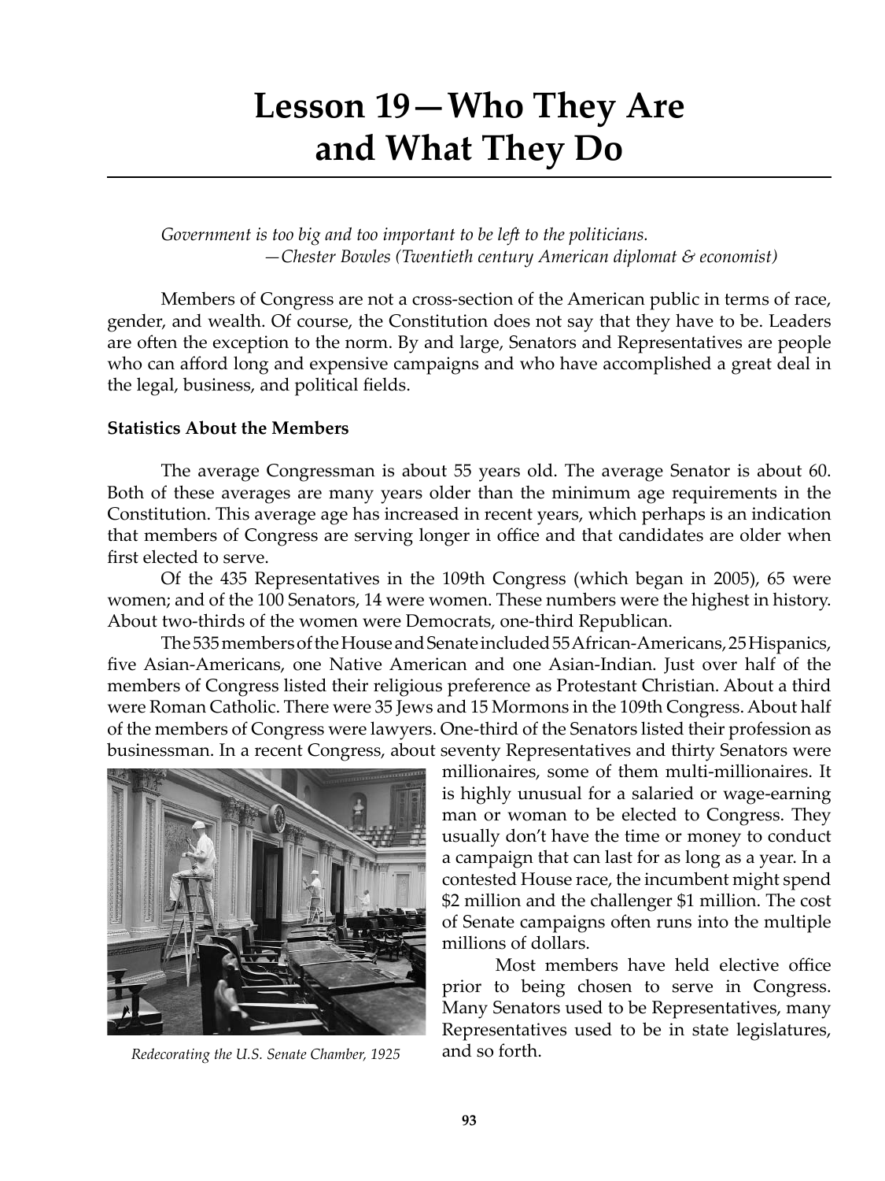# Lesson 19—Who They Are and What They Do

*Government is too big and too important to be left to the politicians.*
*—Chester Bowles (Twentieth century American diplomat & economist)*

Members of Congress are not a cross-section of the American public in terms of race, gender, and wealth. Of course, the Constitution does not say that they have to be. Leaders are often the exception to the norm. By and large, Senators and Representatives are people who can afford long and expensive campaigns and who have accomplished a great deal in the legal, business, and political fields.

**Statistics About the Members**

The average Congressman is about 55 years old. The average Senator is about 60. Both of these averages are many years older than the minimum age requirements in the Constitution. This average age has increased in recent years, which perhaps is an indication that members of Congress are serving longer in office and that candidates are older when first elected to serve.

Of the 435 Representatives in the 109th Congress (which began in 2005), 65 were women; and of the 100 Senators, 14 were women. These numbers were the highest in history. About two-thirds of the women were Democrats, one-third Republican.

The 535 members of the House and Senate included 55 African-Americans, 25 Hispanics, five Asian-Americans, one Native American and one Asian-Indian. Just over half of the members of Congress listed their religious preference as Protestant Christian. About a third were Roman Catholic. There were 35 Jews and 15 Mormons in the 109th Congress. About half of the members of Congress were lawyers. One-third of the Senators listed their profession as businessman. In a recent Congress, about seventy Representatives and thirty Senators were millionaires, some of them multi-millionaires. It is highly unusual for a salaried or wage-earning man or woman to be elected to Congress. They usually don't have the time or money to conduct a campaign that can last for as long as a year. In a contested House race, the incumbent might spend $2 million and the challenger $1 million. The cost of Senate campaigns often runs into the multiple millions of dollars.

*Redecorating the U.S. Senate Chamber, 1925*

Most members have held elective office prior to being chosen to serve in Congress. Many Senators used to be Representatives, many Representatives used to be in state legislatures, and so forth.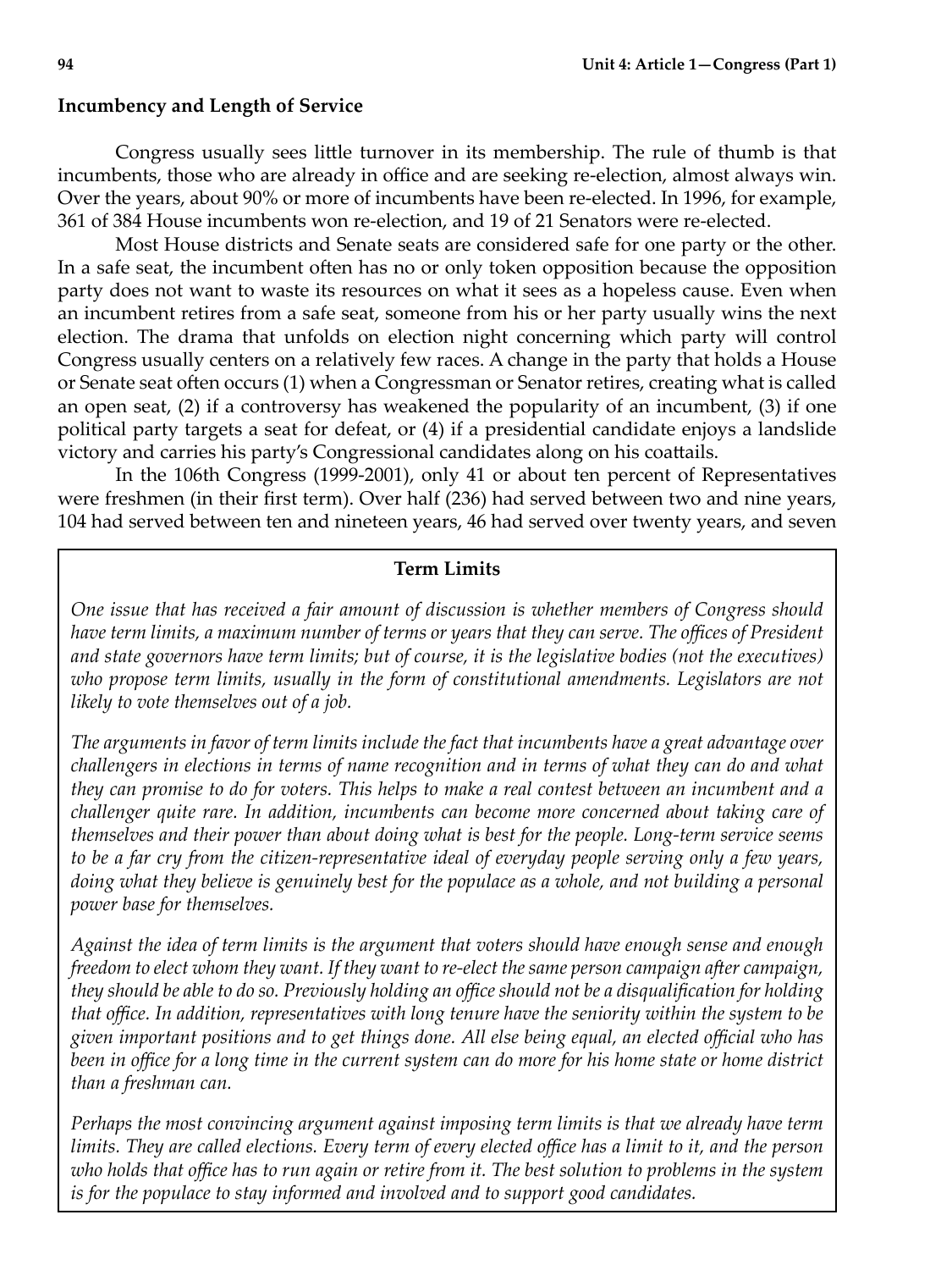## Incumbency and Length of Service

Congress usually sees little turnover in its membership. The rule of thumb is that incumbents, those who are already in office and are seeking re-election, almost always win. Over the years, about 90% or more of incumbents have been re-elected. In 1996, for example, 361 of 384 House incumbents won re-election, and 19 of 21 Senators were re-elected.

Most House districts and Senate seats are considered safe for one party or the other. In a safe seat, the incumbent often has no or only token opposition because the opposition party does not want to waste its resources on what it sees as a hopeless cause. Even when an incumbent retires from a safe seat, someone from his or her party usually wins the next election. The drama that unfolds on election night concerning which party will control Congress usually centers on a relatively few races. A change in the party that holds a House or Senate seat often occurs (1) when a Congressman or Senator retires, creating what is called an open seat, (2) if a controversy has weakened the popularity of an incumbent, (3) if one political party targets a seat for defeat, or (4) if a presidential candidate enjoys a landslide victory and carries his party's Congressional candidates along on his coattails.

In the 106th Congress (1999-2001), only 41 or about ten percent of Representatives were freshmen (in their first term). Over half (236) had served between two and nine years, 104 had served between ten and nineteen years, 46 had served over twenty years, and seven

### Term Limits

*One issue that has received a fair amount of discussion is whether members of Congress should have term limits, a maximum number of terms or years that they can serve. The offices of President and state governors have term limits; but of course, it is the legislative bodies (not the executives) who propose term limits, usually in the form of constitutional amendments. Legislators are not likely to vote themselves out of a job.*

*The arguments in favor of term limits include the fact that incumbents have a great advantage over challengers in elections in terms of name recognition and in terms of what they can do and what they can promise to do for voters. This helps to make a real contest between an incumbent and a challenger quite rare. In addition, incumbents can become more concerned about taking care of themselves and their power than about doing what is best for the people. Long-term service seems to be a far cry from the citizen-representative ideal of everyday people serving only a few years, doing what they believe is genuinely best for the populace as a whole, and not building a personal power base for themselves.*

*Against the idea of term limits is the argument that voters should have enough sense and enough freedom to elect whom they want. If they want to re-elect the same person campaign after campaign, they should be able to do so. Previously holding an office should not be a disqualification for holding that office. In addition, representatives with long tenure have the seniority within the system to be given important positions and to get things done. All else being equal, an elected official who has been in office for a long time in the current system can do more for his home state or home district than a freshman can.*

*Perhaps the most convincing argument against imposing term limits is that we already have term limits. They are called elections. Every term of every elected office has a limit to it, and the person who holds that office has to run again or retire from it. The best solution to problems in the system is for the populace to stay informed and involved and to support good candidates.*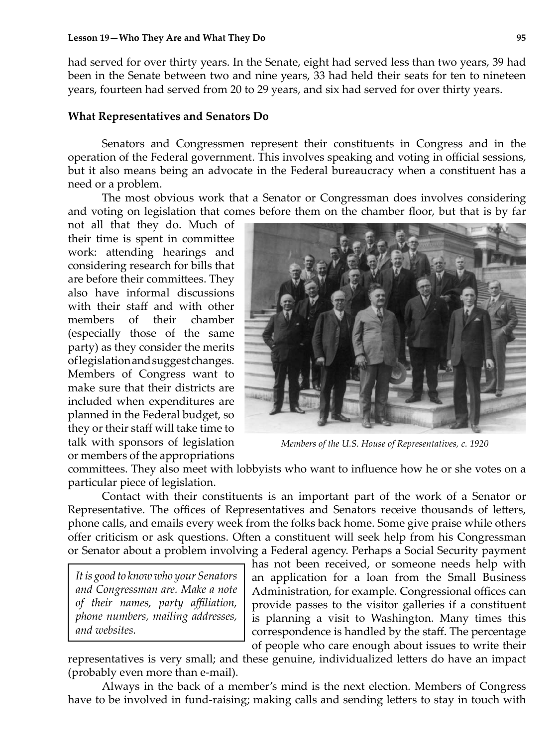had served for over thirty years. In the Senate, eight had served less than two years, 39 had been in the Senate between two and nine years, 33 had held their seats for ten to nineteen years, fourteen had served from 20 to 29 years, and six had served for over thirty years.

### What Representatives and Senators Do

Senators and Congressmen represent their constituents in Congress and in the operation of the Federal government. This involves speaking and voting in official sessions, but it also means being an advocate in the Federal bureaucracy when a constituent has a need or a problem.

The most obvious work that a Senator or Congressman does involves considering and voting on legislation that comes before them on the chamber floor, but that is by far not all that they do. Much of their time is spent in committee work: attending hearings and considering research for bills that are before their committees. They also have informal discussions with their staff and with other members of their chamber (especially those of the same party) as they consider the merits of legislation and suggest changes. Members of Congress want to make sure that their districts are included when expenditures are planned in the Federal budget, so they or their staff will take time to talk with sponsors of legislation or members of the appropriations committees. They also meet with lobbyists who want to influence how he or she votes on a particular piece of legislation.

*Members of the U.S. House of Representatives, c. 1920*

Contact with their constituents is an important part of the work of a Senator or Representative. The offices of Representatives and Senators receive thousands of letters, phone calls, and emails every week from the folks back home. Some give praise while others offer criticism or ask questions. Often a constituent will seek help from his Congressman or Senator about a problem involving a Federal agency. Perhaps a Social Security payment has not been received, or someone needs help with an application for a loan from the Small Business Administration, for example. Congressional offices can provide passes to the visitor galleries if a constituent is planning a visit to Washington. Many times this correspondence is handled by the staff. The percentage of people who care enough about issues to write their representatives is very small; and these genuine, individualized letters do have an impact (probably even more than e-mail).

> *It is good to know who your Senators and Congressman are. Make a note of their names, party affiliation, phone numbers, mailing addresses, and websites.*

Always in the back of a member's mind is the next election. Members of Congress have to be involved in fund-raising; making calls and sending letters to stay in touch with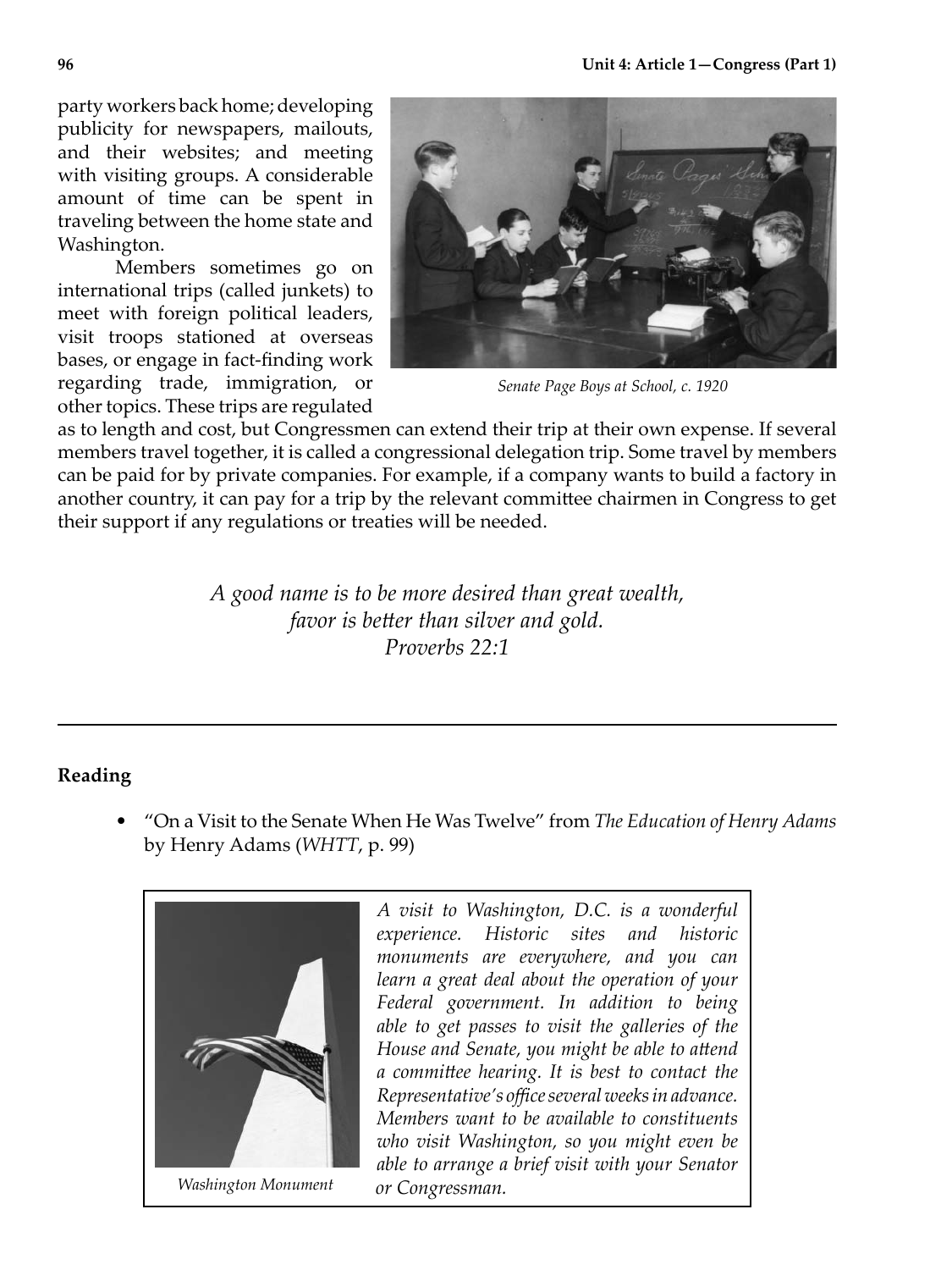party workers back home; developing publicity for newspapers, mailouts, and their websites; and meeting with visiting groups. A considerable amount of time can be spent in traveling between the home state and Washington.

Members sometimes go on international trips (called junkets) to meet with foreign political leaders, visit troops stationed at overseas bases, or engage in fact-finding work regarding trade, immigration, or other topics. These trips are regulated as to length and cost, but Congressmen can extend their trip at their own expense. If several members travel together, it is called a congressional delegation trip. Some travel by members can be paid for by private companies. For example, if a company wants to build a factory in another country, it can pay for a trip by the relevant committee chairmen in Congress to get their support if any regulations or treaties will be needed.

*Senate Page Boys at School, c. 1920*

*A good name is to be more desired than great wealth,*
*favor is better than silver and gold.*
*Proverbs 22:1*

---

## Reading

- "On a Visit to the Senate When He Was Twelve" from *The Education of Henry Adams* by Henry Adams (*WHTT*, p. 99)

*Washington Monument*

*A visit to Washington, D.C. is a wonderful experience. Historic sites and historic monuments are everywhere, and you can learn a great deal about the operation of your Federal government. In addition to being able to get passes to visit the galleries of the House and Senate, you might be able to attend a committee hearing. It is best to contact the Representative's office several weeks in advance. Members want to be available to constituents who visit Washington, so you might even be able to arrange a brief visit with your Senator or Congressman.*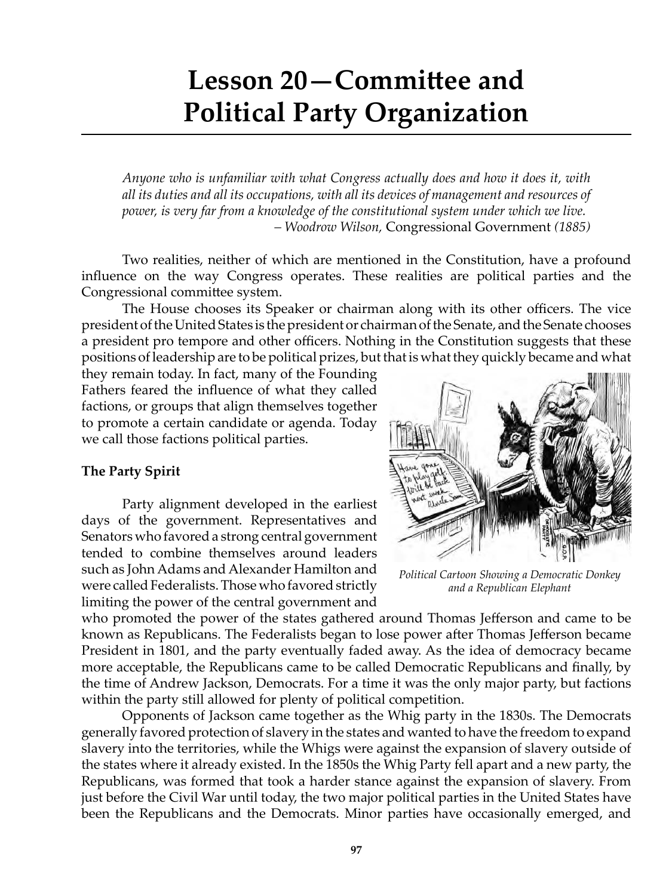# Lesson 20—Committee and Political Party Organization

> *Anyone who is unfamiliar with what Congress actually does and how it does it, with all its duties and all its occupations, with all its devices of management and resources of power, is very far from a knowledge of the constitutional system under which we live.*
> *– Woodrow Wilson,* Congressional Government *(1885)*

Two realities, neither of which are mentioned in the Constitution, have a profound influence on the way Congress operates. These realities are political parties and the Congressional committee system.

The House chooses its Speaker or chairman along with its other officers. The vice president of the United States is the president or chairman of the Senate, and the Senate chooses a president pro tempore and other officers. Nothing in the Constitution suggests that these positions of leadership are to be political prizes, but that is what they quickly became and what they remain today. In fact, many of the Founding Fathers feared the influence of what they called factions, or groups that align themselves together to promote a certain candidate or agenda. Today we call those factions political parties.

*Political Cartoon Showing a Democratic Donkey and a Republican Elephant*

**The Party Spirit**

Party alignment developed in the earliest days of the government. Representatives and Senators who favored a strong central government tended to combine themselves around leaders such as John Adams and Alexander Hamilton and were called Federalists. Those who favored strictly limiting the power of the central government and who promoted the power of the states gathered around Thomas Jefferson and came to be known as Republicans. The Federalists began to lose power after Thomas Jefferson became President in 1801, and the party eventually faded away. As the idea of democracy became more acceptable, the Republicans came to be called Democratic Republicans and finally, by the time of Andrew Jackson, Democrats. For a time it was the only major party, but factions within the party still allowed for plenty of political competition.

Opponents of Jackson came together as the Whig party in the 1830s. The Democrats generally favored protection of slavery in the states and wanted to have the freedom to expand slavery into the territories, while the Whigs were against the expansion of slavery outside of the states where it already existed. In the 1850s the Whig Party fell apart and a new party, the Republicans, was formed that took a harder stance against the expansion of slavery. From just before the Civil War until today, the two major political parties in the United States have been the Republicans and the Democrats. Minor parties have occasionally emerged, and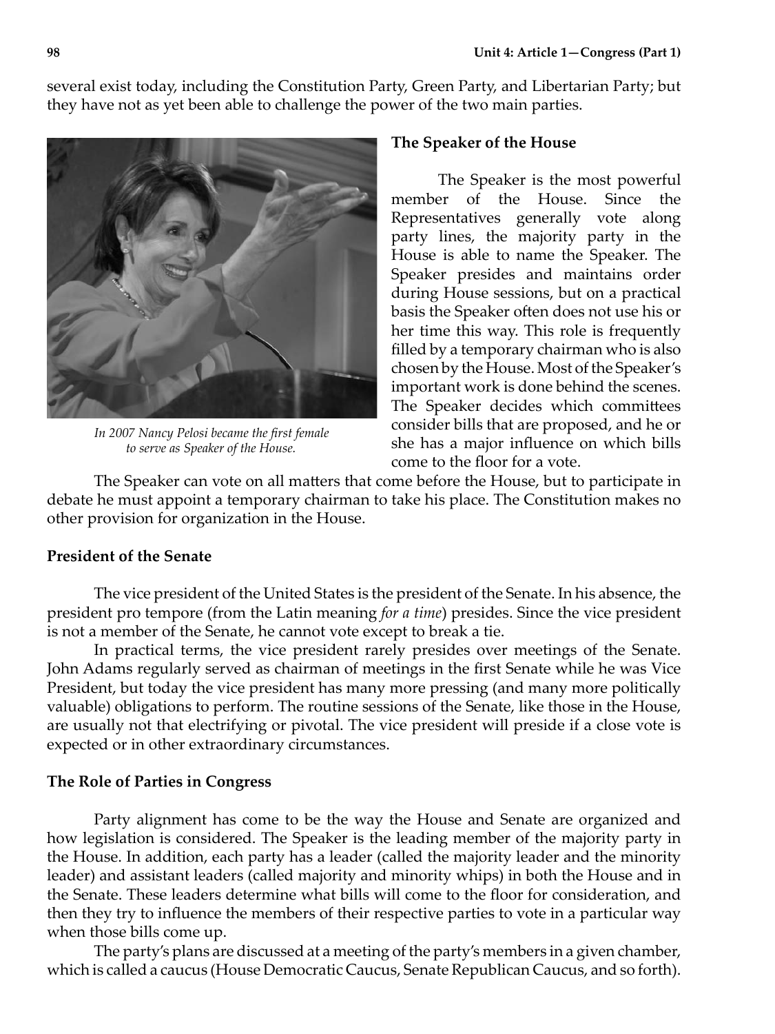several exist today, including the Constitution Party, Green Party, and Libertarian Party; but they have not as yet been able to challenge the power of the two main parties.

*In 2007 Nancy Pelosi became the first female to serve as Speaker of the House.*

### The Speaker of the House

The Speaker is the most powerful member of the House. Since the Representatives generally vote along party lines, the majority party in the House is able to name the Speaker. The Speaker presides and maintains order during House sessions, but on a practical basis the Speaker often does not use his or her time this way. This role is frequently filled by a temporary chairman who is also chosen by the House. Most of the Speaker's important work is done behind the scenes. The Speaker decides which committees consider bills that are proposed, and he or she has a major influence on which bills come to the floor for a vote.

The Speaker can vote on all matters that come before the House, but to participate in debate he must appoint a temporary chairman to take his place. The Constitution makes no other provision for organization in the House.

### President of the Senate

The vice president of the United States is the president of the Senate. In his absence, the president pro tempore (from the Latin meaning *for a time*) presides. Since the vice president is not a member of the Senate, he cannot vote except to break a tie.

In practical terms, the vice president rarely presides over meetings of the Senate. John Adams regularly served as chairman of meetings in the first Senate while he was Vice President, but today the vice president has many more pressing (and many more politically valuable) obligations to perform. The routine sessions of the Senate, like those in the House, are usually not that electrifying or pivotal. The vice president will preside if a close vote is expected or in other extraordinary circumstances.

### The Role of Parties in Congress

Party alignment has come to be the way the House and Senate are organized and how legislation is considered. The Speaker is the leading member of the majority party in the House. In addition, each party has a leader (called the majority leader and the minority leader) and assistant leaders (called majority and minority whips) in both the House and in the Senate. These leaders determine what bills will come to the floor for consideration, and then they try to influence the members of their respective parties to vote in a particular way when those bills come up.

The party's plans are discussed at a meeting of the party's members in a given chamber, which is called a caucus (House Democratic Caucus, Senate Republican Caucus, and so forth).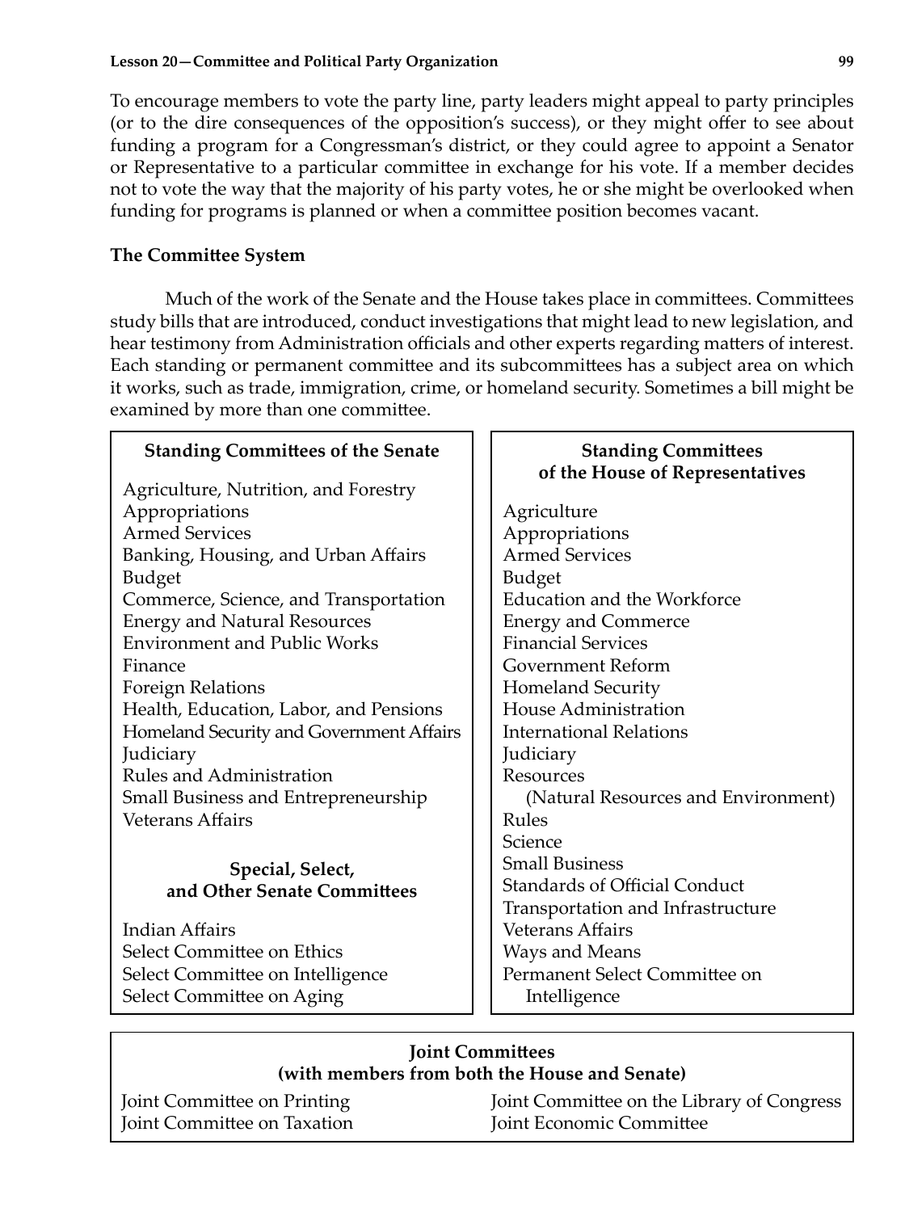To encourage members to vote the party line, party leaders might appeal to party principles (or to the dire consequences of the opposition's success), or they might offer to see about funding a program for a Congressman's district, or they could agree to appoint a Senator or Representative to a particular committee in exchange for his vote. If a member decides not to vote the way that the majority of his party votes, he or she might be overlooked when funding for programs is planned or when a committee position becomes vacant.

**The Committee System**

Much of the work of the Senate and the House takes place in committees. Committees study bills that are introduced, conduct investigations that might lead to new legislation, and hear testimony from Administration officials and other experts regarding matters of interest. Each standing or permanent committee and its subcommittees has a subject area on which it works, such as trade, immigration, crime, or homeland security. Sometimes a bill might be examined by more than one committee.

**Standing Committees of the Senate**

Agriculture, Nutrition, and Forestry
Appropriations
Armed Services
Banking, Housing, and Urban Affairs
Budget
Commerce, Science, and Transportation
Energy and Natural Resources
Environment and Public Works
Finance
Foreign Relations
Health, Education, Labor, and Pensions
Homeland Security and Government Affairs
Judiciary
Rules and Administration
Small Business and Entrepreneurship
Veterans Affairs

**Special, Select, and Other Senate Committees**

Indian Affairs
Select Committee on Ethics
Select Committee on Intelligence
Select Committee on Aging

**Standing Committees of the House of Representatives**

Agriculture
Appropriations
Armed Services
Budget
Education and the Workforce
Energy and Commerce
Financial Services
Government Reform
Homeland Security
House Administration
International Relations
Judiciary
Resources
(Natural Resources and Environment)
Rules
Science
Small Business
Standards of Official Conduct
Transportation and Infrastructure
Veterans Affairs
Ways and Means
Permanent Select Committee on Intelligence

**Joint Committees (with members from both the House and Senate)**

Joint Committee on Printing
Joint Committee on Taxation
Joint Committee on the Library of Congress
Joint Economic Committee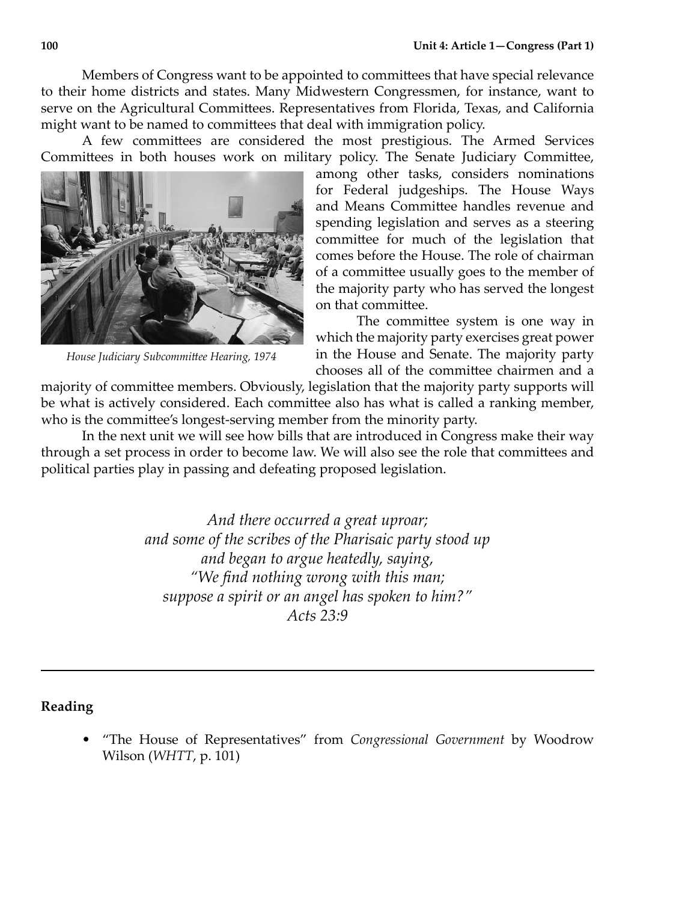Members of Congress want to be appointed to committees that have special relevance to their home districts and states. Many Midwestern Congressmen, for instance, want to serve on the Agricultural Committees. Representatives from Florida, Texas, and California might want to be named to committees that deal with immigration policy.

A few committees are considered the most prestigious. The Armed Services Committees in both houses work on military policy. The Senate Judiciary Committee, among other tasks, considers nominations for Federal judgeships. The House Ways and Means Committee handles revenue and spending legislation and serves as a steering committee for much of the legislation that comes before the House. The role of chairman of a committee usually goes to the member of the majority party who has served the longest on that committee.

*House Judiciary Subcommittee Hearing, 1974*

The committee system is one way in which the majority party exercises great power in the House and Senate. The majority party chooses all of the committee chairmen and a majority of committee members. Obviously, legislation that the majority party supports will be what is actively considered. Each committee also has what is called a ranking member, who is the committee's longest-serving member from the minority party.

In the next unit we will see how bills that are introduced in Congress make their way through a set process in order to become law. We will also see the role that committees and political parties play in passing and defeating proposed legislation.

*And there occurred a great uproar;*
*and some of the scribes of the Pharisaic party stood up*
*and began to argue heatedly, saying,*
*"We find nothing wrong with this man;*
*suppose a spirit or an angel has spoken to him?"*
*Acts 23:9*

---

**Reading**

- "The House of Representatives" from *Congressional Government* by Woodrow Wilson (*WHTT*, p. 101)